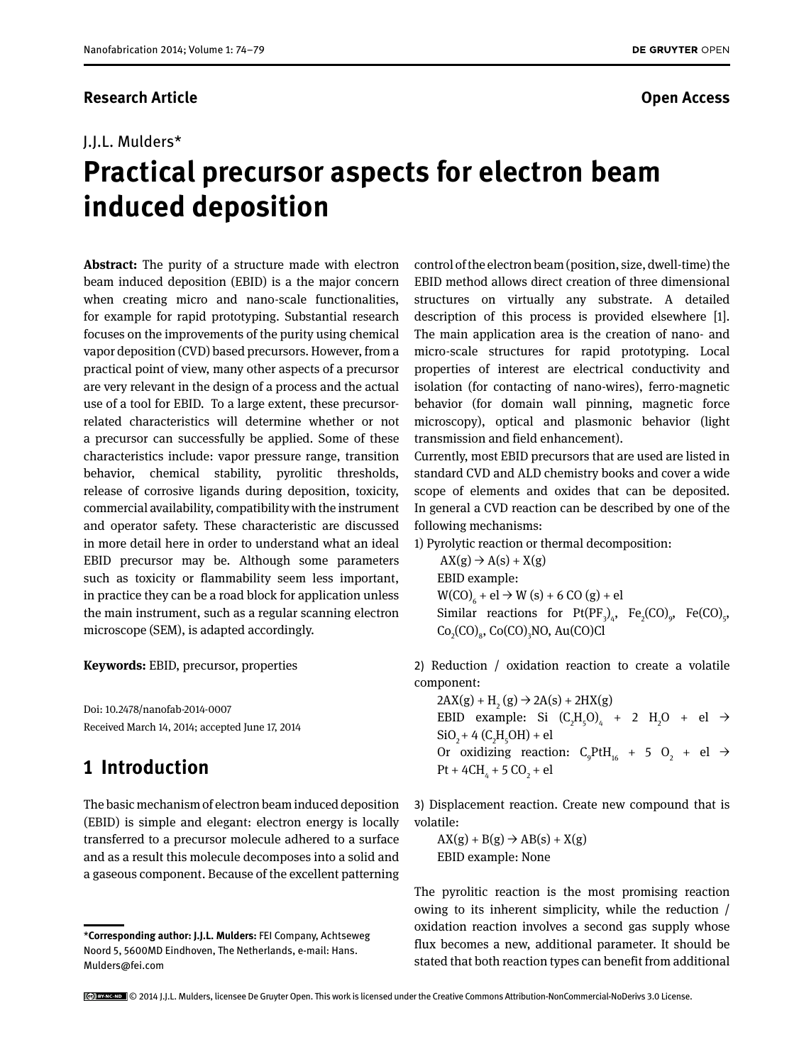**Research Article** **Open Access**

J.J.L. Mulders*

# Practical precursor aspects for electron beam induced deposition

**Abstract:** The purity of a structure made with electron beam induced deposition (EBID) is a the major concern when creating micro and nano-scale functionalities, for example for rapid prototyping. Substantial research focuses on the improvements of the purity using chemical vapor deposition (CVD) based precursors. However, from a practical point of view, many other aspects of a precursor are very relevant in the design of a process and the actual use of a tool for EBID. To a large extent, these precursor-related characteristics will determine whether or not a precursor can successfully be applied. Some of these characteristics include: vapor pressure range, transition behavior, chemical stability, pyrolitic thresholds, release of corrosive ligands during deposition, toxicity, commercial availability, compatibility with the instrument and operator safety. These characteristic are discussed in more detail here in order to understand what an ideal EBID precursor may be. Although some parameters such as toxicity or flammability seem less important, in practice they can be a road block for application unless the main instrument, such as a regular scanning electron microscope (SEM), is adapted accordingly.

**Keywords:** EBID, precursor, properties

Doi: 10.2478/nanofab-2014-0007
Received March 14, 2014; accepted June 17, 2014

**\*Corresponding author: J.J.L. Mulders:** FEI Company, Achtseweg Noord 5, 5600MD Eindhoven, The Netherlands, e-mail: Hans.Mulders@fei.com

## 1 Introduction

The basic mechanism of electron beam induced deposition (EBID) is simple and elegant: electron energy is locally transferred to a precursor molecule adhered to a surface and as a result this molecule decomposes into a solid and a gaseous component. Because of the excellent patterning control of the electron beam (position, size, dwell-time) the EBID method allows direct creation of three dimensional structures on virtually any substrate. A detailed description of this process is provided elsewhere [1]. The main application area is the creation of nano- and micro-scale structures for rapid prototyping. Local properties of interest are electrical conductivity and isolation (for contacting of nano-wires), ferro-magnetic behavior (for domain wall pinning, magnetic force microscopy), optical and plasmonic behavior (light transmission and field enhancement).

Currently, most EBID precursors that are used are listed in standard CVD and ALD chemistry books and cover a wide scope of elements and oxides that can be deposited. In general a CVD reaction can be described by one of the following mechanisms:

1) Pyrolytic reaction or thermal decomposition:

$AX(g) \rightarrow A(s) + X(g)$

EBID example:

$W(CO)_6 + el \rightarrow W(s) + 6\ CO(g) + el$

Similar reactions for $Pt(PF_3)_4$, $Fe_2(CO)_9$, $Fe(CO)_5$, $Co_2(CO)_8$, $Co(CO)_3NO$, $Au(CO)Cl$

2) Reduction / oxidation reaction to create a volatile component:

$2AX(g) + H_2(g) \rightarrow 2A(s) + 2HX(g)$

EBID example: $Si(C_2H_5O)_4 + 2\ H_2O + el \rightarrow SiO_2 + 4\ (C_2H_5OH) + el$

Or oxidizing reaction: $C_9PtH_{16} + 5\ O_2 + el \rightarrow Pt + 4CH_4 + 5\ CO_2 + el$

3) Displacement reaction. Create new compound that is volatile:

$AX(g) + B(g) \rightarrow AB(s) + X(g)$

EBID example: None

The pyrolitic reaction is the most promising reaction owing to its inherent simplicity, while the reduction / oxidation reaction involves a second gas supply whose flux becomes a new, additional parameter. It should be stated that both reaction types can benefit from additional

© 2014 J.J.L. Mulders, licensee De Gruyter Open. This work is licensed under the Creative Commons Attribution-NonCommercial-NoDerivs 3.0 License.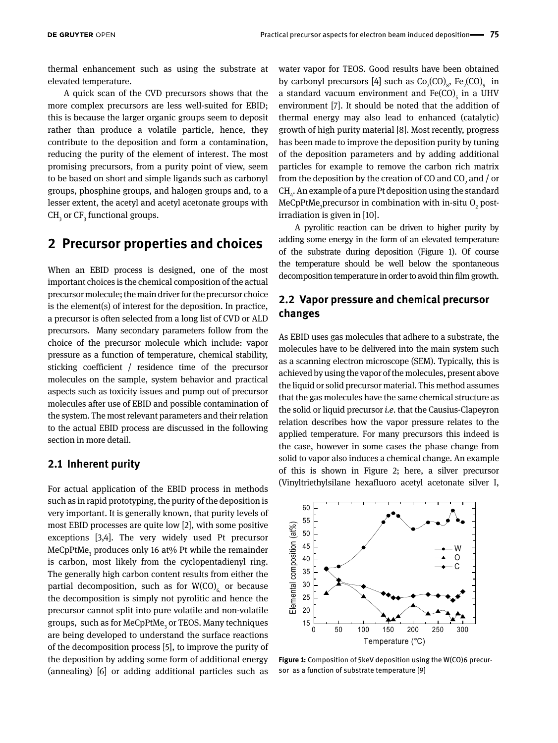thermal enhancement such as using the substrate at elevated temperature.

A quick scan of the CVD precursors shows that the more complex precursors are less well-suited for EBID; this is because the larger organic groups seem to deposit rather than produce a volatile particle, hence, they contribute to the deposition and form a contamination, reducing the purity of the element of interest. The most promising precursors, from a purity point of view, seem to be based on short and simple ligands such as carbonyl groups, phosphine groups, and halogen groups and, to a lesser extent, the acetyl and acetyl acetonate groups with $CH_3$ or $CF_3$ functional groups.

## 2 Precursor properties and choices

When an EBID process is designed, one of the most important choices is the chemical composition of the actual precursor molecule; the main driver for the precursor choice is the element(s) of interest for the deposition. In practice, a precursor is often selected from a long list of CVD or ALD precursors. Many secondary parameters follow from the choice of the precursor molecule which include: vapor pressure as a function of temperature, chemical stability, sticking coefficient / residence time of the precursor molecules on the sample, system behavior and practical aspects such as toxicity issues and pump out of precursor molecules after use of EBID and possible contamination of the system. The most relevant parameters and their relation to the actual EBID process are discussed in the following section in more detail.

### 2.1 Inherent purity

For actual application of the EBID process in methods such as in rapid prototyping, the purity of the deposition is very important. It is generally known, that purity levels of most EBID processes are quite low [2], with some positive exceptions [3,4]. The very widely used Pt precursor $MeCpPtMe_3$ produces only 16 at% Pt while the remainder is carbon, most likely from the cyclopentadienyl ring. The generally high carbon content results from either the partial decomposition, such as for $W(CO)_6$, or because the decomposition is simply not pyrolitic and hence the precursor cannot split into pure volatile and non-volatile groups, such as for $MeCpPtMe_3$ or TEOS. Many techniques are being developed to understand the surface reactions of the decomposition process [5], to improve the purity of the deposition by adding some form of additional energy (annealing) [6] or adding additional particles such as water vapor for TEOS. Good results have been obtained by carbonyl precursors [4] such as $Co_2(CO)_8$, $Fe_2(CO)_9$ in a standard vacuum environment and $Fe(CO)_5$ in a UHV environment [7]. It should be noted that the addition of thermal energy may also lead to enhanced (catalytic) growth of high purity material [8]. Most recently, progress has been made to improve the deposition purity by tuning of the deposition parameters and by adding additional particles for example to remove the carbon rich matrix from the deposition by the creation of CO and $CO_2$ and / or $CH_4$. An example of a pure Pt deposition using the standard $MeCpPtMe_3$ precursor in combination with in-situ $O_2$ post-irradiation is given in [10].

A pyrolitic reaction can be driven to higher purity by adding some energy in the form of an elevated temperature of the substrate during deposition (Figure 1). Of course the temperature should be well below the spontaneous decomposition temperature in order to avoid thin film growth.

### 2.2 Vapor pressure and chemical precursor changes

As EBID uses gas molecules that adhere to a substrate, the molecules have to be delivered into the main system such as a scanning electron microscope (SEM). Typically, this is achieved by using the vapor of the molecules, present above the liquid or solid precursor material. This method assumes that the gas molecules have the same chemical structure as the solid or liquid precursor *i.e.* that the Causius-Clapeyron relation describes how the vapor pressure relates to the applied temperature. For many precursors this indeed is the case, however in some cases the phase change from solid to vapor also induces a chemical change. An example of this is shown in Figure 2; here, a silver precursor (Vinyltriethylsilane hexafluoro acetyl acetonate silver I,

**Figure 1:** Composition of 5keV deposition using the W(CO)6 precursor as a function of substrate temperature [9]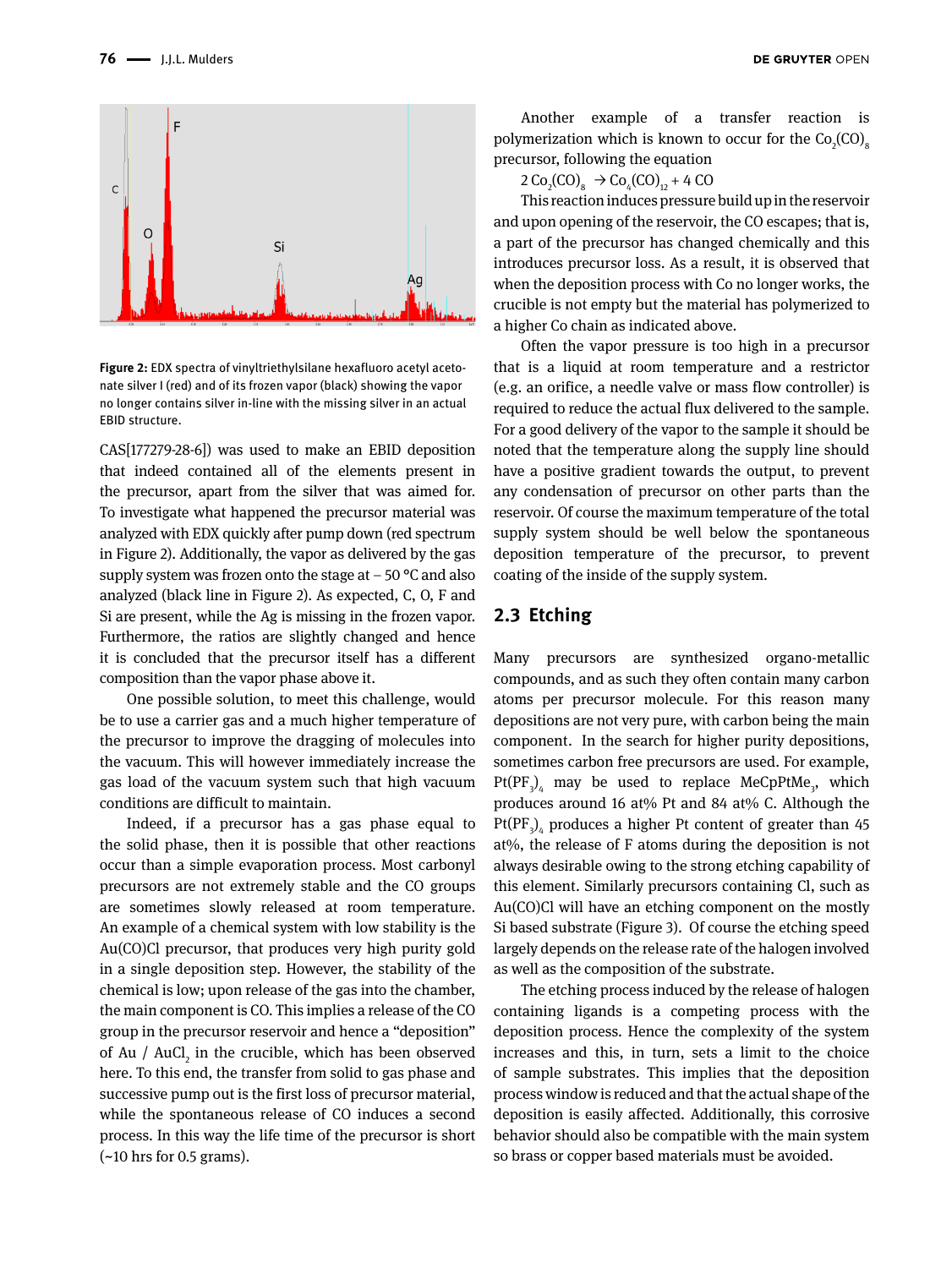Figure 2: EDX spectra of vinyltriethylsilane hexafluoro acetyl acetonate silver I (red) and of its frozen vapor (black) showing the vapor no longer contains silver in-line with the missing silver in an actual EBID structure.

CAS[177279-28-6]) was used to make an EBID deposition that indeed contained all of the elements present in the precursor, apart from the silver that was aimed for. To investigate what happened the precursor material was analyzed with EDX quickly after pump down (red spectrum in Figure 2). Additionally, the vapor as delivered by the gas supply system was frozen onto the stage at – 50 °C and also analyzed (black line in Figure 2). As expected, C, O, F and Si are present, while the Ag is missing in the frozen vapor. Furthermore, the ratios are slightly changed and hence it is concluded that the precursor itself has a different composition than the vapor phase above it.

One possible solution, to meet this challenge, would be to use a carrier gas and a much higher temperature of the precursor to improve the dragging of molecules into the vacuum. This will however immediately increase the gas load of the vacuum system such that high vacuum conditions are difficult to maintain.

Indeed, if a precursor has a gas phase equal to the solid phase, then it is possible that other reactions occur than a simple evaporation process. Most carbonyl precursors are not extremely stable and the CO groups are sometimes slowly released at room temperature. An example of a chemical system with low stability is the Au(CO)Cl precursor, that produces very high purity gold in a single deposition step. However, the stability of the chemical is low; upon release of the gas into the chamber, the main component is CO. This implies a release of the CO group in the precursor reservoir and hence a "deposition" of Au / $AuCl_2$ in the crucible, which has been observed here. To this end, the transfer from solid to gas phase and successive pump out is the first loss of precursor material, while the spontaneous release of CO induces a second process. In this way the life time of the precursor is short (~10 hrs for 0.5 grams).

Another example of a transfer reaction is polymerization which is known to occur for the $Co_2(CO)_8$ precursor, following the equation

$$2\,Co_2(CO)_8 \rightarrow Co_4(CO)_{12} + 4\,CO$$

This reaction induces pressure build up in the reservoir and upon opening of the reservoir, the CO escapes; that is, a part of the precursor has changed chemically and this introduces precursor loss. As a result, it is observed that when the deposition process with Co no longer works, the crucible is not empty but the material has polymerized to a higher Co chain as indicated above.

Often the vapor pressure is too high in a precursor that is a liquid at room temperature and a restrictor (e.g. an orifice, a needle valve or mass flow controller) is required to reduce the actual flux delivered to the sample. For a good delivery of the vapor to the sample it should be noted that the temperature along the supply line should have a positive gradient towards the output, to prevent any condensation of precursor on other parts than the reservoir. Of course the maximum temperature of the total supply system should be well below the spontaneous deposition temperature of the precursor, to prevent coating of the inside of the supply system.

## 2.3 Etching

Many precursors are synthesized organo-metallic compounds, and as such they often contain many carbon atoms per precursor molecule. For this reason many depositions are not very pure, with carbon being the main component. In the search for higher purity depositions, sometimes carbon free precursors are used. For example, $Pt(PF_3)_4$ may be used to replace $MeCpPtMe_3$, which produces around 16 at% Pt and 84 at% C. Although the $Pt(PF_3)_4$ produces a higher Pt content of greater than 45 at%, the release of F atoms during the deposition is not always desirable owing to the strong etching capability of this element. Similarly precursors containing Cl, such as Au(CO)Cl will have an etching component on the mostly Si based substrate (Figure 3). Of course the etching speed largely depends on the release rate of the halogen involved as well as the composition of the substrate.

The etching process induced by the release of halogen containing ligands is a competing process with the deposition process. Hence the complexity of the system increases and this, in turn, sets a limit to the choice of sample substrates. This implies that the deposition process window is reduced and that the actual shape of the deposition is easily affected. Additionally, this corrosive behavior should also be compatible with the main system so brass or copper based materials must be avoided.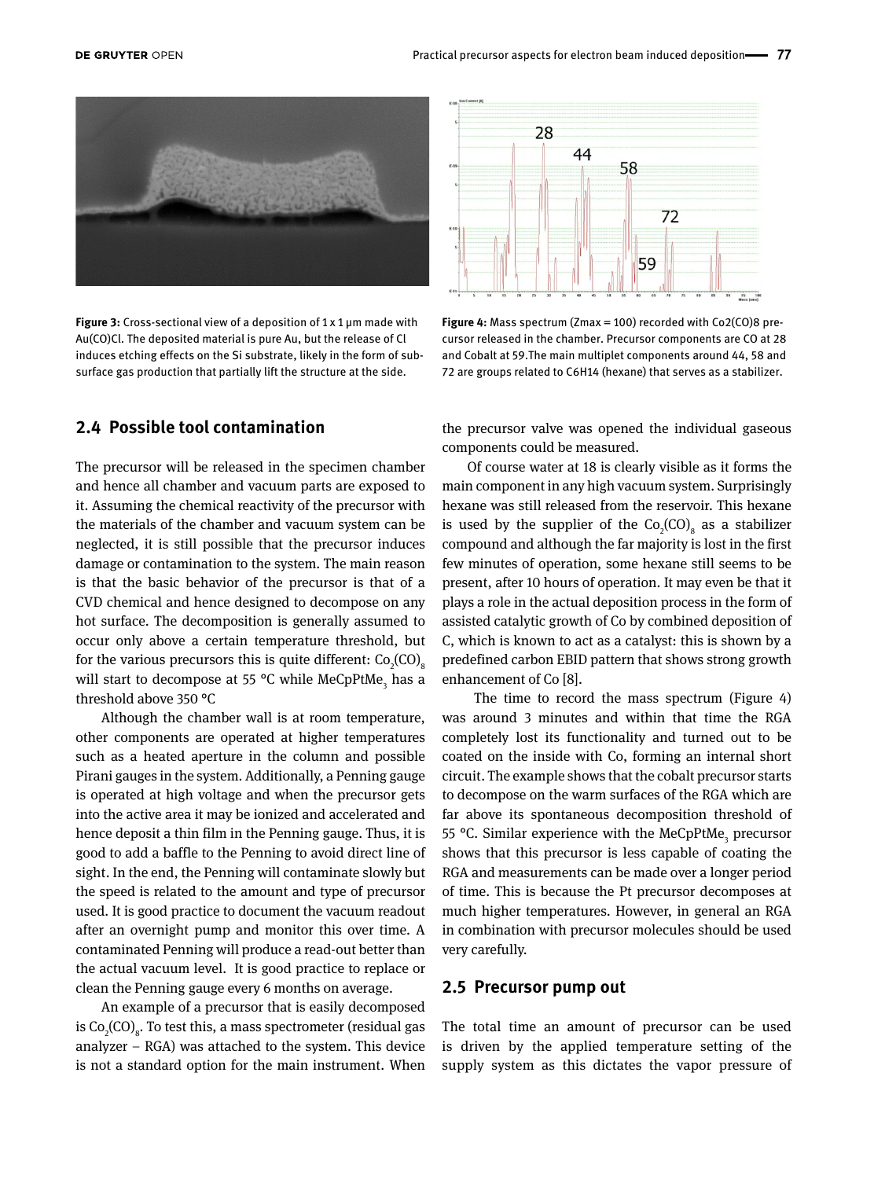Figure 3: Cross-sectional view of a deposition of 1 x 1 µm made with Au(CO)Cl. The deposited material is pure Au, but the release of Cl induces etching effects on the Si substrate, likely in the form of subsurface gas production that partially lift the structure at the side.

Figure 4: Mass spectrum (Zmax = 100) recorded with Co2(CO)8 precursor released in the chamber. Precursor components are CO at 28 and Cobalt at 59.The main multiplet components around 44, 58 and 72 are groups related to C6H14 (hexane) that serves as a stabilizer.

## 2.4 Possible tool contamination

The precursor will be released in the specimen chamber and hence all chamber and vacuum parts are exposed to it. Assuming the chemical reactivity of the precursor with the materials of the chamber and vacuum system can be neglected, it is still possible that the precursor induces damage or contamination to the system. The main reason is that the basic behavior of the precursor is that of a CVD chemical and hence designed to decompose on any hot surface. The decomposition is generally assumed to occur only above a certain temperature threshold, but for the various precursors this is quite different: $Co_2(CO)_8$ will start to decompose at 55 °C while $MeCpPtMe_3$ has a threshold above 350 °C

Although the chamber wall is at room temperature, other components are operated at higher temperatures such as a heated aperture in the column and possible Pirani gauges in the system. Additionally, a Penning gauge is operated at high voltage and when the precursor gets into the active area it may be ionized and accelerated and hence deposit a thin film in the Penning gauge. Thus, it is good to add a baffle to the Penning to avoid direct line of sight. In the end, the Penning will contaminate slowly but the speed is related to the amount and type of precursor used. It is good practice to document the vacuum readout after an overnight pump and monitor this over time. A contaminated Penning will produce a read-out better than the actual vacuum level. It is good practice to replace or clean the Penning gauge every 6 months on average.

An example of a precursor that is easily decomposed is $Co_2(CO)_8$. To test this, a mass spectrometer (residual gas analyzer – RGA) was attached to the system. This device is not a standard option for the main instrument. When the precursor valve was opened the individual gaseous components could be measured.

Of course water at 18 is clearly visible as it forms the main component in any high vacuum system. Surprisingly hexane was still released from the reservoir. This hexane is used by the supplier of the $Co_2(CO)_8$ as a stabilizer compound and although the far majority is lost in the first few minutes of operation, some hexane still seems to be present, after 10 hours of operation. It may even be that it plays a role in the actual deposition process in the form of assisted catalytic growth of Co by combined deposition of C, which is known to act as a catalyst: this is shown by a predefined carbon EBID pattern that shows strong growth enhancement of Co [8].

The time to record the mass spectrum (Figure 4) was around 3 minutes and within that time the RGA completely lost its functionality and turned out to be coated on the inside with Co, forming an internal short circuit. The example shows that the cobalt precursor starts to decompose on the warm surfaces of the RGA which are far above its spontaneous decomposition threshold of 55 °C. Similar experience with the $MeCpPtMe_3$ precursor shows that this precursor is less capable of coating the RGA and measurements can be made over a longer period of time. This is because the Pt precursor decomposes at much higher temperatures. However, in general an RGA in combination with precursor molecules should be used very carefully.

## 2.5 Precursor pump out

The total time an amount of precursor can be used is driven by the applied temperature setting of the supply system as this dictates the vapor pressure of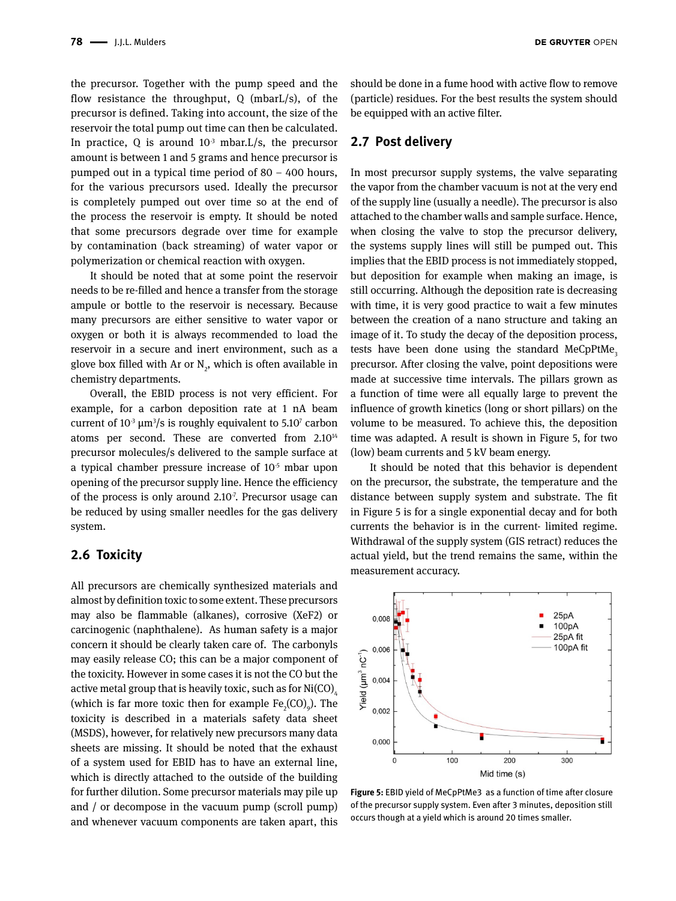the precursor. Together with the pump speed and the flow resistance the throughput, Q (mbarL/s), of the precursor is defined. Taking into account, the size of the reservoir the total pump out time can then be calculated. In practice, Q is around $10^{-3}$ mbar.L/s, the precursor amount is between 1 and 5 grams and hence precursor is pumped out in a typical time period of 80 – 400 hours, for the various precursors used. Ideally the precursor is completely pumped out over time so at the end of the process the reservoir is empty. It should be noted that some precursors degrade over time for example by contamination (back streaming) of water vapor or polymerization or chemical reaction with oxygen.

It should be noted that at some point the reservoir needs to be re-filled and hence a transfer from the storage ampule or bottle to the reservoir is necessary. Because many precursors are either sensitive to water vapor or oxygen or both it is always recommended to load the reservoir in a secure and inert environment, such as a glove box filled with Ar or $N_2$, which is often available in chemistry departments.

Overall, the EBID process is not very efficient. For example, for a carbon deposition rate at 1 nA beam current of $10^{-3}$ µm³/s is roughly equivalent to $5.10^{7}$ carbon atoms per second. These are converted from $2.10^{14}$ precursor molecules/s delivered to the sample surface at a typical chamber pressure increase of $10^{-5}$ mbar upon opening of the precursor supply line. Hence the efficiency of the process is only around $2.10^{-7}$. Precursor usage can be reduced by using smaller needles for the gas delivery system.

## 2.6 Toxicity

All precursors are chemically synthesized materials and almost by definition toxic to some extent. These precursors may also be flammable (alkanes), corrosive (XeF2) or carcinogenic (naphthalene). As human safety is a major concern it should be clearly taken care of. The carbonyls may easily release CO; this can be a major component of the toxicity. However in some cases it is not the CO but the active metal group that is heavily toxic, such as for $Ni(CO)_4$ (which is far more toxic then for example $Fe_2(CO)_9$). The toxicity is described in a materials safety data sheet (MSDS), however, for relatively new precursors many data sheets are missing. It should be noted that the exhaust of a system used for EBID has to have an external line, which is directly attached to the outside of the building for further dilution. Some precursor materials may pile up and / or decompose in the vacuum pump (scroll pump) and whenever vacuum components are taken apart, this should be done in a fume hood with active flow to remove (particle) residues. For the best results the system should be equipped with an active filter.

## 2.7 Post delivery

In most precursor supply systems, the valve separating the vapor from the chamber vacuum is not at the very end of the supply line (usually a needle). The precursor is also attached to the chamber walls and sample surface. Hence, when closing the valve to stop the precursor delivery, the systems supply lines will still be pumped out. This implies that the EBID process is not immediately stopped, but deposition for example when making an image, is still occurring. Although the deposition rate is decreasing with time, it is very good practice to wait a few minutes between the creation of a nano structure and taking an image of it. To study the decay of the deposition process, tests have been done using the standard $MeCpPtMe_3$ precursor. After closing the valve, point depositions were made at successive time intervals. The pillars grown as a function of time were all equally large to prevent the influence of growth kinetics (long or short pillars) on the volume to be measured. To achieve this, the deposition time was adapted. A result is shown in Figure 5, for two (low) beam currents and 5 kV beam energy.

It should be noted that this behavior is dependent on the precursor, the substrate, the temperature and the distance between supply system and substrate. The fit in Figure 5 is for a single exponential decay and for both currents the behavior is in the current- limited regime. Withdrawal of the supply system (GIS retract) reduces the actual yield, but the trend remains the same, within the measurement accuracy.

Yield (µm³ nC⁻¹)
0,008
0,006
0,004
0,002
0,000
0
100
200
300
Mid time (s)
25pA
100pA
25pA fit
100pA fit

**Figure 5:** EBID yield of MeCpPtMe3 as a function of time after closure of the precursor supply system. Even after 3 minutes, deposition still occurs though at a yield which is around 20 times smaller.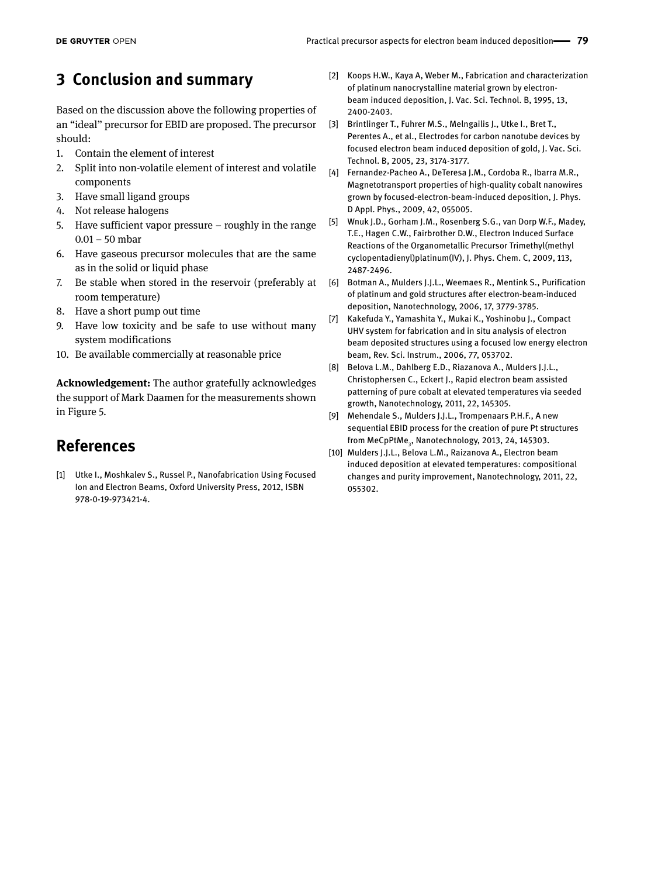## 3 Conclusion and summary

Based on the discussion above the following properties of an "ideal" precursor for EBID are proposed. The precursor should:

1. Contain the element of interest
2. Split into non-volatile element of interest and volatile components
3. Have small ligand groups
4. Not release halogens
5. Have sufficient vapor pressure – roughly in the range 0.01 – 50 mbar
6. Have gaseous precursor molecules that are the same as in the solid or liquid phase
7. Be stable when stored in the reservoir (preferably at room temperature)
8. Have a short pump out time
9. Have low toxicity and be safe to use without many system modifications
10. Be available commercially at reasonable price

**Acknowledgement:** The author gratefully acknowledges the support of Mark Daamen for the measurements shown in Figure 5.

## References

[1] Utke I., Moshkalev S., Russel P., Nanofabrication Using Focused Ion and Electron Beams, Oxford University Press, 2012, ISBN 978-0-19-973421-4.

[2] Koops H.W., Kaya A, Weber M., Fabrication and characterization of platinum nanocrystalline material grown by electron-beam induced deposition, J. Vac. Sci. Technol. B, 1995, 13, 2400-2403.

[3] Brintlinger T., Fuhrer M.S., Melngailis J., Utke I., Bret T., Perentes A., et al., Electrodes for carbon nanotube devices by focused electron beam induced deposition of gold, J. Vac. Sci. Technol. B, 2005, 23, 3174-3177.

[4] Fernandez-Pacheo A., DeTeresa J.M., Cordoba R., Ibarra M.R., Magnetotransport properties of high-quality cobalt nanowires grown by focused-electron-beam-induced deposition, J. Phys. D Appl. Phys., 2009, 42, 055005.

[5] Wnuk J.D., Gorham J.M., Rosenberg S.G., van Dorp W.F., Madey, T.E., Hagen C.W., Fairbrother D.W., Electron Induced Surface Reactions of the Organometallic Precursor Trimethyl(methyl cyclopentadienyl)platinum(IV), J. Phys. Chem. C, 2009, 113, 2487-2496.

[6] Botman A., Mulders J.J.L., Weemaes R., Mentink S., Purification of platinum and gold structures after electron-beam-induced deposition, Nanotechnology, 2006, 17, 3779-3785.

[7] Kakefuda Y., Yamashita Y., Mukai K., Yoshinobu J., Compact UHV system for fabrication and in situ analysis of electron beam deposited structures using a focused low energy electron beam, Rev. Sci. Instrum., 2006, 77, 053702.

[8] Belova L.M., Dahlberg E.D., Riazanova A., Mulders J.J.L., Christophersen C., Eckert J., Rapid electron beam assisted patterning of pure cobalt at elevated temperatures via seeded growth, Nanotechnology, 2011, 22, 145305.

[9] Mehendale S., Mulders J.J.L., Trompenaars P.H.F., A new sequential EBID process for the creation of pure Pt structures from $MeCpPtMe_3$, Nanotechnology, 2013, 24, 145303.

[10] Mulders J.J.L., Belova L.M., Raizanova A., Electron beam induced deposition at elevated temperatures: compositional changes and purity improvement, Nanotechnology, 2011, 22, 055302.